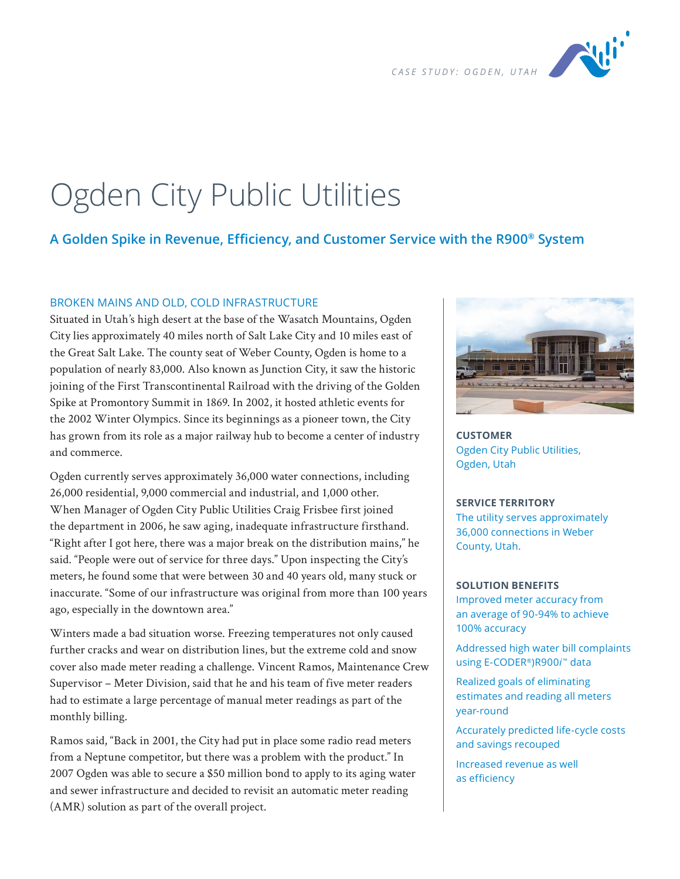CASE STUDY: OGDEN, UTAH

# Ogden City Public Utilities

## A Golden Spike in Revenue, Efficiency, and Customer Service with the R900® System

### BROKEN MAINS AND OLD, COLD INFRASTRUCTURE

Situated in Utah's high desert at the base of the Wasatch Mountains, Ogden City lies approximately 40 miles north of Salt Lake City and 10 miles east of the Great Salt Lake. The county seat of Weber County, Ogden is home to a population of nearly 83,000. Also known as Junction City, it saw the historic joining of the First Transcontinental Railroad with the driving of the Golden Spike at Promontory Summit in 1869. In 2002, it hosted athletic events for the 2002 Winter Olympics. Since its beginnings as a pioneer town, the City has grown from its role as a major railway hub to become a center of industry and commerce.

Ogden currently serves approximately 36,000 water connections, including 26,000 residential, 9,000 commercial and industrial, and 1,000 other. When Manager of Ogden City Public Utilities Craig Frisbee first joined the department in 2006, he saw aging, inadequate infrastructure firsthand. "Right after I got here, there was a major break on the distribution mains," he said. "People were out of service for three days." Upon inspecting the City's meters, he found some that were between 30 and 40 years old, many stuck or inaccurate. "Some of our infrastructure was original from more than 100 years ago, especially in the downtown area."

Winters made a bad situation worse. Freezing temperatures not only caused further cracks and wear on distribution lines, but the extreme cold and snow cover also made meter reading a challenge. Vincent Ramos, Maintenance Crew Supervisor – Meter Division, said that he and his team of five meter readers had to estimate a large percentage of manual meter readings as part of the monthly billing.

Ramos said, "Back in 2001, the City had put in place some radio read meters from a Neptune competitor, but there was a problem with the product." In 2007 Ogden was able to secure a $50 million bond to apply to its aging water and sewer infrastructure and decided to revisit an automatic meter reading (AMR) solution as part of the overall project.

**CUSTOMER**

Ogden City Public Utilities, Ogden, Utah

**SERVICE TERRITORY**

The utility serves approximately 36,000 connections in Weber County, Utah.

**SOLUTION BENEFITS**

Improved meter accuracy from an average of 90-94% to achieve 100% accuracy

Addressed high water bill complaints using E-CODER®)R900*i*™ data

Realized goals of eliminating estimates and reading all meters year-round

Accurately predicted life-cycle costs and savings recouped

Increased revenue as well as efficiency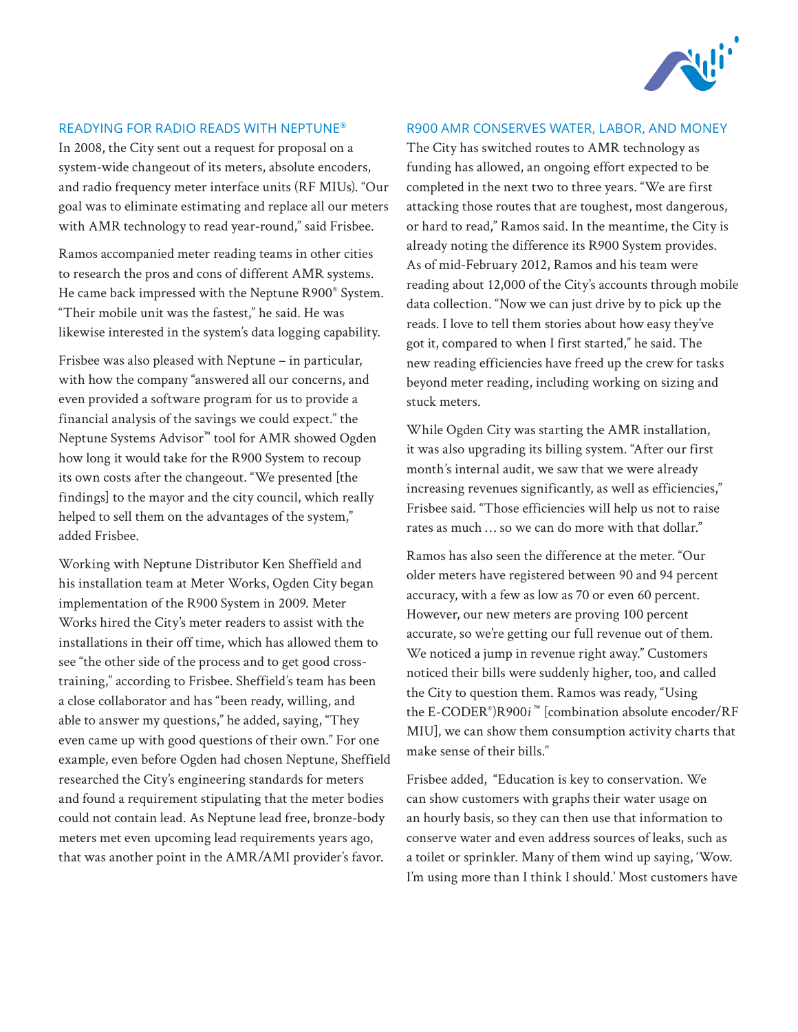## READYING FOR RADIO READS WITH NEPTUNE®

In 2008, the City sent out a request for proposal on a system-wide changeout of its meters, absolute encoders, and radio frequency meter interface units (RF MIUs). "Our goal was to eliminate estimating and replace all our meters with AMR technology to read year-round," said Frisbee.

Ramos accompanied meter reading teams in other cities to research the pros and cons of different AMR systems. He came back impressed with the Neptune R900® System. "Their mobile unit was the fastest," he said. He was likewise interested in the system's data logging capability.

Frisbee was also pleased with Neptune – in particular, with how the company "answered all our concerns, and even provided a software program for us to provide a financial analysis of the savings we could expect." the Neptune Systems Advisor™ tool for AMR showed Ogden how long it would take for the R900 System to recoup its own costs after the changeout. "We presented [the findings] to the mayor and the city council, which really helped to sell them on the advantages of the system," added Frisbee.

Working with Neptune Distributor Ken Sheffield and his installation team at Meter Works, Ogden City began implementation of the R900 System in 2009. Meter Works hired the City's meter readers to assist with the installations in their off time, which has allowed them to see "the other side of the process and to get good cross-training," according to Frisbee. Sheffield's team has been a close collaborator and has "been ready, willing, and able to answer my questions," he added, saying, "They even came up with good questions of their own." For one example, even before Ogden had chosen Neptune, Sheffield researched the City's engineering standards for meters and found a requirement stipulating that the meter bodies could not contain lead. As Neptune lead free, bronze-body meters met even upcoming lead requirements years ago, that was another point in the AMR/AMI provider's favor.

## R900 AMR CONSERVES WATER, LABOR, AND MONEY

The City has switched routes to AMR technology as funding has allowed, an ongoing effort expected to be completed in the next two to three years. "We are first attacking those routes that are toughest, most dangerous, or hard to read," Ramos said. In the meantime, the City is already noting the difference its R900 System provides. As of mid-February 2012, Ramos and his team were reading about 12,000 of the City's accounts through mobile data collection. "Now we can just drive by to pick up the reads. I love to tell them stories about how easy they've got it, compared to when I first started," he said. The new reading efficiencies have freed up the crew for tasks beyond meter reading, including working on sizing and stuck meters.

While Ogden City was starting the AMR installation, it was also upgrading its billing system. "After our first month's internal audit, we saw that we were already increasing revenues significantly, as well as efficiencies," Frisbee said. "Those efficiencies will help us not to raise rates as much … so we can do more with that dollar."

Ramos has also seen the difference at the meter. "Our older meters have registered between 90 and 94 percent accuracy, with a few as low as 70 or even 60 percent. However, our new meters are proving 100 percent accurate, so we're getting our full revenue out of them. We noticed a jump in revenue right away." Customers noticed their bills were suddenly higher, too, and called the City to question them. Ramos was ready, "Using the E-CODER®)R900*i*™ [combination absolute encoder/RF MIU], we can show them consumption activity charts that make sense of their bills."

Frisbee added, "Education is key to conservation. We can show customers with graphs their water usage on an hourly basis, so they can then use that information to conserve water and even address sources of leaks, such as a toilet or sprinkler. Many of them wind up saying, 'Wow. I'm using more than I think I should.' Most customers have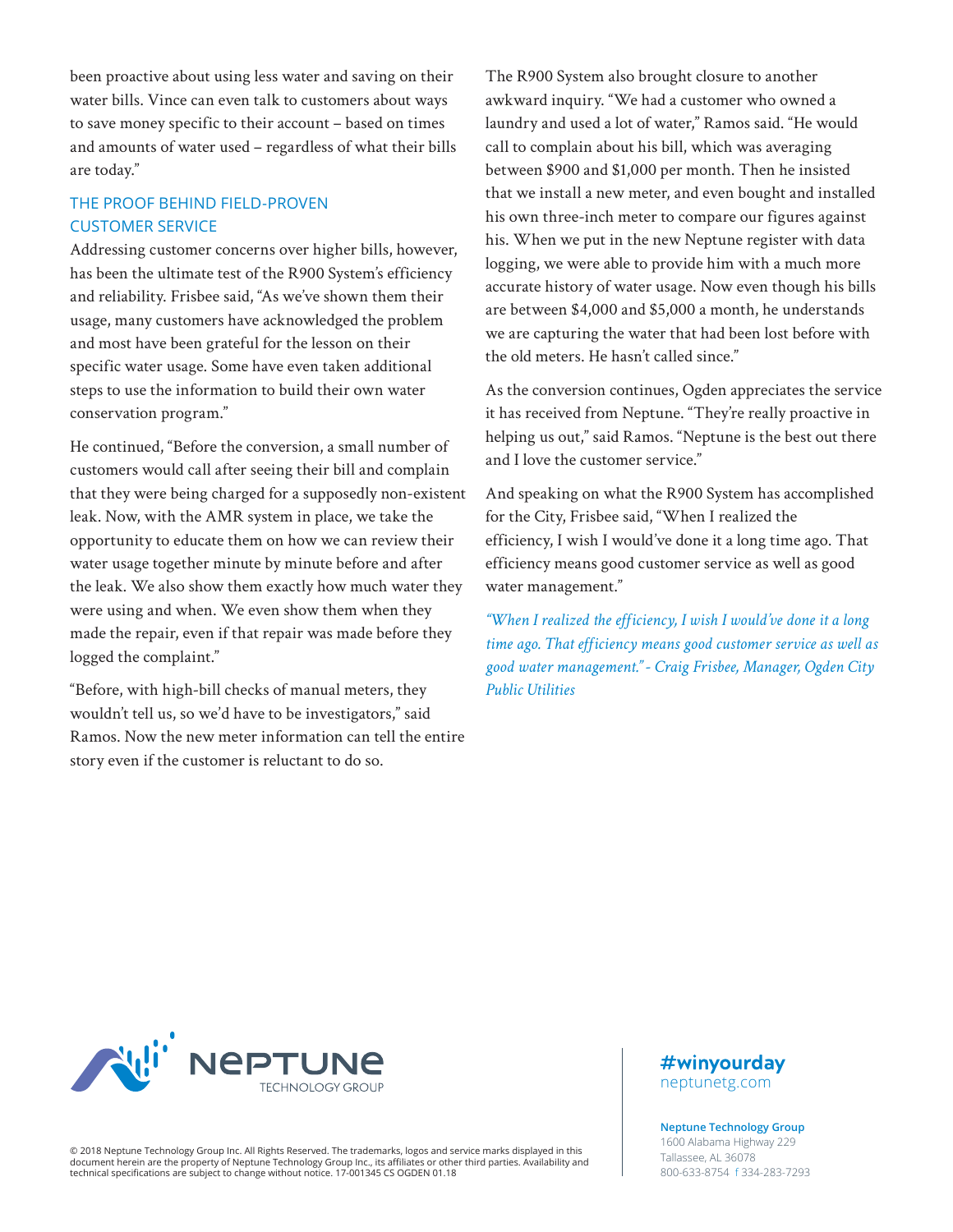been proactive about using less water and saving on their water bills. Vince can even talk to customers about ways to save money specific to their account – based on times and amounts of water used – regardless of what their bills are today."

## THE PROOF BEHIND FIELD-PROVEN CUSTOMER SERVICE

Addressing customer concerns over higher bills, however, has been the ultimate test of the R900 System's efficiency and reliability. Frisbee said, "As we've shown them their usage, many customers have acknowledged the problem and most have been grateful for the lesson on their specific water usage. Some have even taken additional steps to use the information to build their own water conservation program."

He continued, "Before the conversion, a small number of customers would call after seeing their bill and complain that they were being charged for a supposedly non-existent leak. Now, with the AMR system in place, we take the opportunity to educate them on how we can review their water usage together minute by minute before and after the leak. We also show them exactly how much water they were using and when. We even show them when they made the repair, even if that repair was made before they logged the complaint."

"Before, with high-bill checks of manual meters, they wouldn't tell us, so we'd have to be investigators," said Ramos. Now the new meter information can tell the entire story even if the customer is reluctant to do so.

The R900 System also brought closure to another awkward inquiry. "We had a customer who owned a laundry and used a lot of water," Ramos said. "He would call to complain about his bill, which was averaging between $900 and $1,000 per month. Then he insisted that we install a new meter, and even bought and installed his own three-inch meter to compare our figures against his. When we put in the new Neptune register with data logging, we were able to provide him with a much more accurate history of water usage. Now even though his bills are between $4,000 and $5,000 a month, he understands we are capturing the water that had been lost before with the old meters. He hasn't called since."

As the conversion continues, Ogden appreciates the service it has received from Neptune. "They're really proactive in helping us out," said Ramos. "Neptune is the best out there and I love the customer service."

And speaking on what the R900 System has accomplished for the City, Frisbee said, "When I realized the efficiency, I wish I would've done it a long time ago. That efficiency means good customer service as well as good water management."

*"When I realized the efficiency, I wish I would've done it a long time ago. That efficiency means good customer service as well as good water management." - Craig Frisbee, Manager, Ogden City Public Utilities*

NEPTUNE TECHNOLOGY GROUP

**#winyourday**
neptunetg.com

**Neptune Technology Group**
1600 Alabama Highway 229
Tallassee, AL 36078
800-633-8754 f 334-283-7293

© 2018 Neptune Technology Group Inc. All Rights Reserved. The trademarks, logos and service marks displayed in this document herein are the property of Neptune Technology Group Inc., its affiliates or other third parties. Availability and technical specifications are subject to change without notice. 17-001345 CS OGDEN 01.18